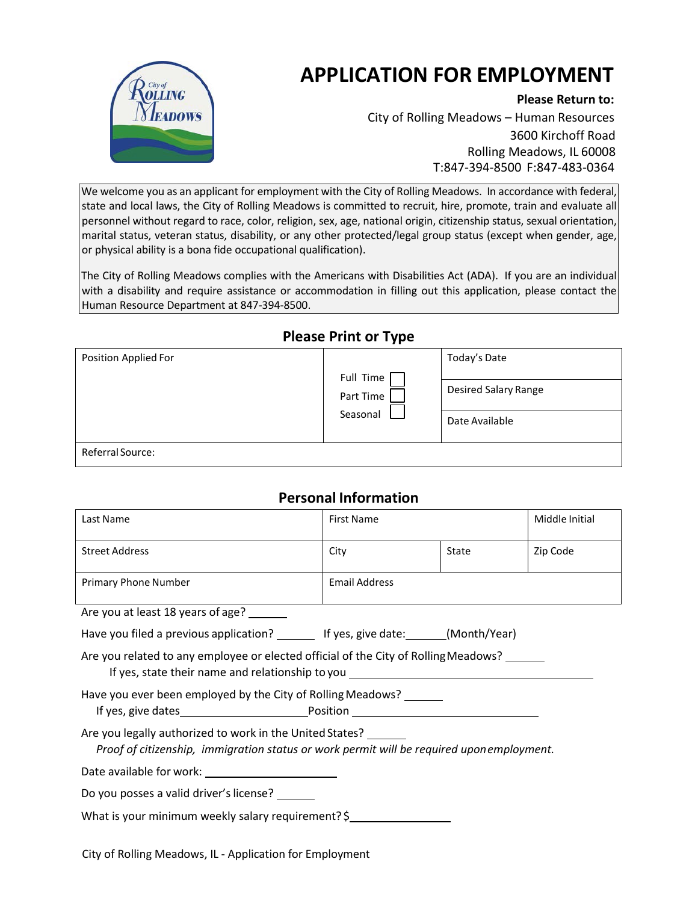# APPLICATION FOR EMPLOYMENT

**Please Return to:**

City of Rolling Meadows – Human Resources
3600 Kirchoff Road
Rolling Meadows, IL 60008
T:847-394-8500 F:847-483-0364

We welcome you as an applicant for employment with the City of Rolling Meadows. In accordance with federal, state and local laws, the City of Rolling Meadows is committed to recruit, hire, promote, train and evaluate all personnel without regard to race, color, religion, sex, age, national origin, citizenship status, sexual orientation, marital status, veteran status, disability, or any other protected/legal group status (except when gender, age, or physical ability is a bona fide occupational qualification).

The City of Rolling Meadows complies with the Americans with Disabilities Act (ADA). If you are an individual with a disability and require assistance or accommodation in filling out this application, please contact the Human Resource Department at 847-394-8500.

## Please Print or Type

| Position Applied For | Full Time ☐ Part Time ☐ Seasonal ☐ | Today's Date |
|---|---|---|
| | | Desired Salary Range |
| | | Date Available |
| Referral Source: | | |

## Personal Information

| Last Name | First Name | | Middle Initial |
|---|---|---|---|
| Street Address | City | State | Zip Code |
| Primary Phone Number | Email Address | | |

Are you at least 18 years of age? ______

Have you filed a previous application? ______ If yes, give date: ______ (Month/Year)

Are you related to any employee or elected official of the City of Rolling Meadows? ______
If yes, state their name and relationship to you ____________________

Have you ever been employed by the City of Rolling Meadows? ______
If yes, give dates ____________________ Position ____________________

Are you legally authorized to work in the United States? ______
*Proof of citizenship, immigration status or work permit will be required upon employment.*

Date available for work: ____________________

Do you posses a valid driver's license? ______

What is your minimum weekly salary requirement? $______________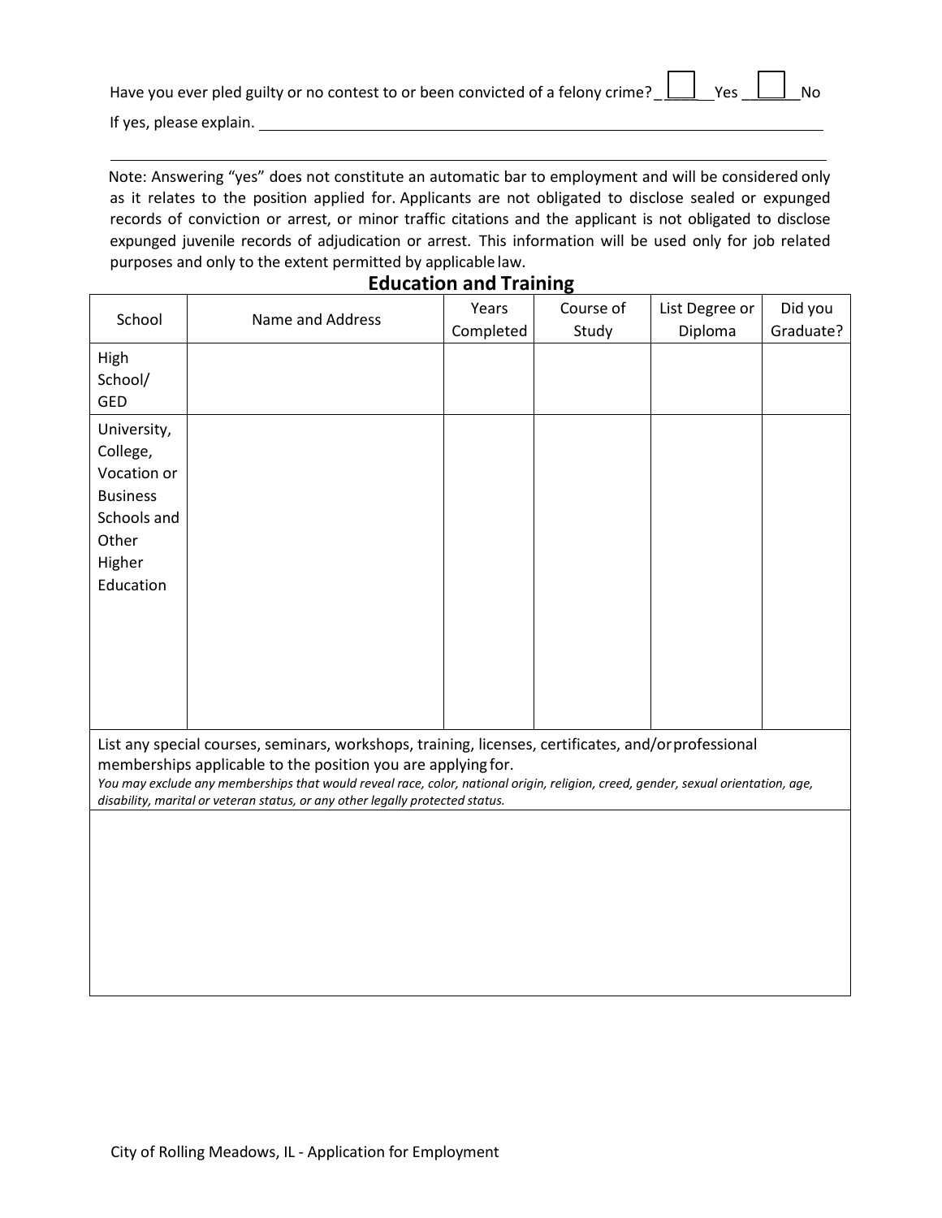Have you ever pled guilty or no contest to or been convicted of a felony crime? ☐ Yes ☐ No

If yes, please explain. ______________________________________________________________

______________________________________________________________

Note: Answering "yes" does not constitute an automatic bar to employment and will be considered only as it relates to the position applied for. Applicants are not obligated to disclose sealed or expunged records of conviction or arrest, or minor traffic citations and the applicant is not obligated to disclose expunged juvenile records of adjudication or arrest. This information will be used only for job related purposes and only to the extent permitted by applicable law.

## Education and Training

| School | Name and Address | Years Completed | Course of Study | List Degree or Diploma | Did you Graduate? |
|---|---|---|---|---|---|
| High School/ GED | | | | | |
| University, College, Vocation or Business Schools and Other Higher Education | | | | | |

List any special courses, seminars, workshops, training, licenses, certificates, and/or professional memberships applicable to the position you are applying for.

*You may exclude any memberships that would reveal race, color, national origin, religion, creed, gender, sexual orientation, age, disability, marital or veteran status, or any other legally protected status.*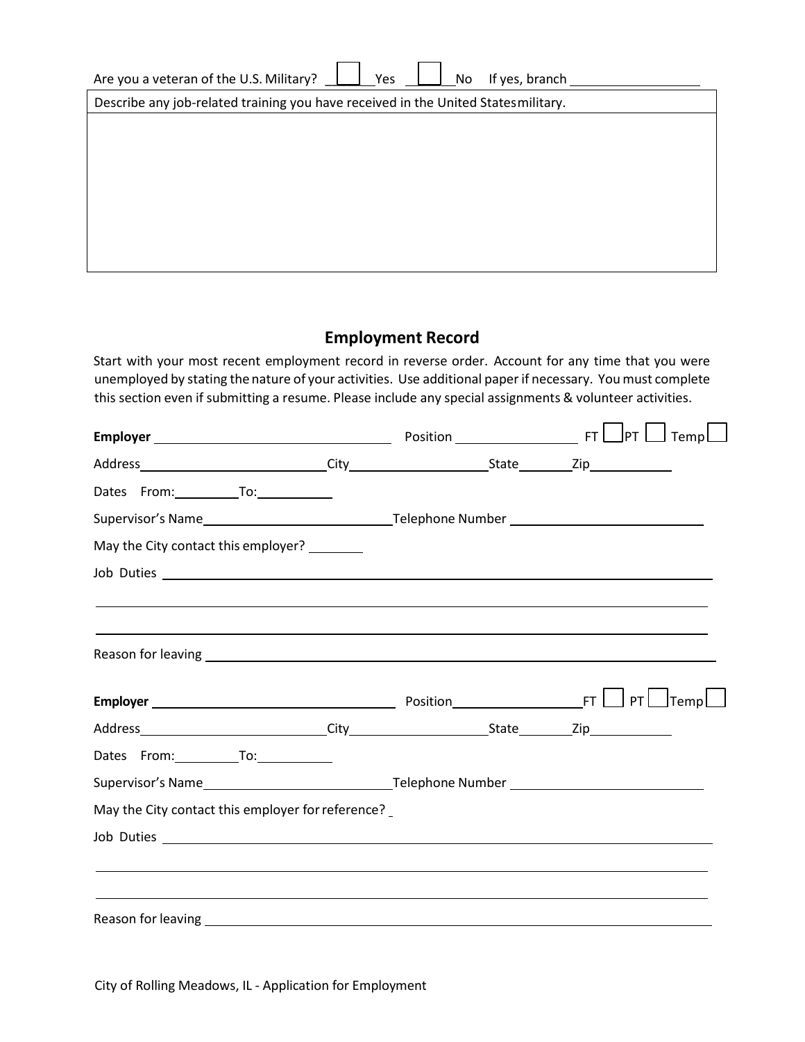Are you a veteran of the U.S. Military? ☐ Yes ☐ No If yes, branch ________________

| Describe any job-related training you have received in the United States military. |
| --- |
| |

## Employment Record

Start with your most recent employment record in reverse order. Account for any time that you were unemployed by stating the nature of your activities. Use additional paper if necessary. You must complete this section even if submitting a resume. Please include any special assignments & volunteer activities.

**Employer** ______________________________ Position ________________ FT ☐ PT ☐ Temp ☐

Address __________________________ City ___________________ State _______ Zip ___________

Dates From: _________ To: __________

Supervisor's Name __________________________ Telephone Number __________________________

May the City contact this employer? _______

Job Duties ______________________________________________________________________________

_________________________________________________________________________________________

_________________________________________________________________________________________

Reason for leaving _______________________________________________________________________

**Employer** ______________________________ Position ________________ FT ☐ PT ☐ Temp ☐

Address __________________________ City ___________________ State _______ Zip ___________

Dates From: _________ To: __________

Supervisor's Name __________________________ Telephone Number __________________________

May the City contact this employer for reference? _

Job Duties ______________________________________________________________________________

_________________________________________________________________________________________

_________________________________________________________________________________________

Reason for leaving _______________________________________________________________________

City of Rolling Meadows, IL - Application for Employment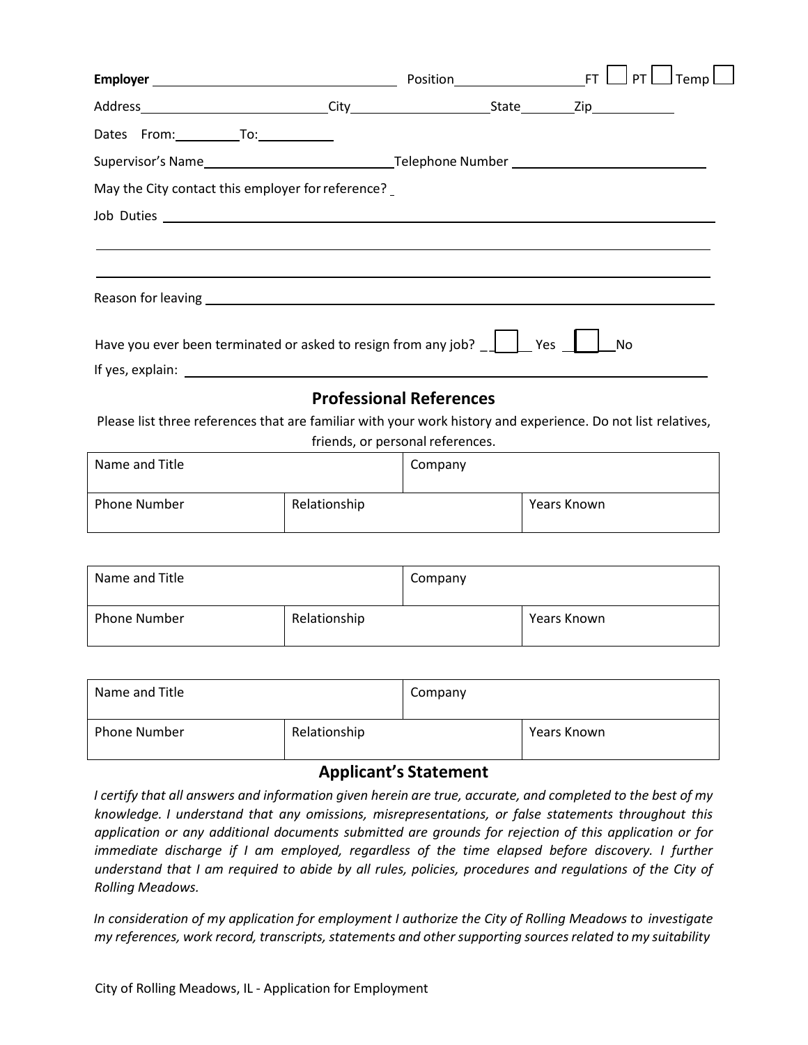**Employer** ______________________ Position______________ FT ☐ PT ☐ Temp ☐

Address____________________ City______________ State________ Zip__________

Dates From:________ To:__________

Supervisor's Name______________________ Telephone Number ______________________

May the City contact this employer for reference? _

Job Duties ____________________________________________________________

______________________________________________________________________

______________________________________________________________________

Reason for leaving ______________________________________________________

Have you ever been terminated or asked to resign from any job? ☐ Yes ☐ No

If yes, explain: ________________________________________________________

## Professional References

Please list three references that are familiar with your work history and experience. Do not list relatives, friends, or personal references.

| Name and Title | | Company |
|---|---|---|
| Phone Number | Relationship | Years Known |

| Name and Title | | Company |
|---|---|---|
| Phone Number | Relationship | Years Known |

| Name and Title | | Company |
|---|---|---|
| Phone Number | Relationship | Years Known |

## Applicant's Statement

*I certify that all answers and information given herein are true, accurate, and completed to the best of my knowledge. I understand that any omissions, misrepresentations, or false statements throughout this application or any additional documents submitted are grounds for rejection of this application or for immediate discharge if I am employed, regardless of the time elapsed before discovery. I further understand that I am required to abide by all rules, policies, procedures and regulations of the City of Rolling Meadows.*

*In consideration of my application for employment I authorize the City of Rolling Meadows to investigate my references, work record, transcripts, statements and other supporting sources related to my suitability*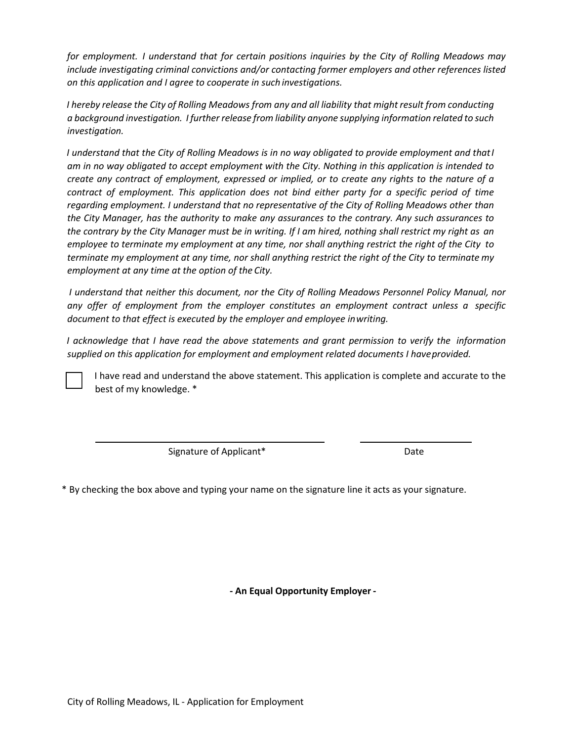*for employment. I understand that for certain positions inquiries by the City of Rolling Meadows may include investigating criminal convictions and/or contacting former employers and other references listed on this application and I agree to cooperate in such investigations.*

*I hereby release the City of Rolling Meadows from any and all liability that might result from conducting a background investigation. I further release from liability anyone supplying information related to such investigation.*

*I understand that the City of Rolling Meadows is in no way obligated to provide employment and that I am in no way obligated to accept employment with the City. Nothing in this application is intended to create any contract of employment, expressed or implied, or to create any rights to the nature of a contract of employment. This application does not bind either party for a specific period of time regarding employment. I understand that no representative of the City of Rolling Meadows other than the City Manager, has the authority to make any assurances to the contrary. Any such assurances to the contrary by the City Manager must be in writing. If I am hired, nothing shall restrict my right as an employee to terminate my employment at any time, nor shall anything restrict the right of the City to terminate my employment at any time, nor shall anything restrict the right of the City to terminate my employment at any time at the option of the City.*

*I understand that neither this document, nor the City of Rolling Meadows Personnel Policy Manual, nor any offer of employment from the employer constitutes an employment contract unless a specific document to that effect is executed by the employer and employee in writing.*

*I acknowledge that I have read the above statements and grant permission to verify the information supplied on this application for employment and employment related documents I have provided.*

☐ I have read and understand the above statement. This application is complete and accurate to the best of my knowledge. *

\_\_\_\_\_\_\_\_\_\_\_\_\_\_\_\_\_\_\_\_\_\_\_\_\_\_\_\_\_\_ Signature of Applicant*

\_\_\_\_\_\_\_\_\_\_\_\_\_\_\_\_ Date

* By checking the box above and typing your name on the signature line it acts as your signature.

**- An Equal Opportunity Employer -**

City of Rolling Meadows, IL - Application for Employment